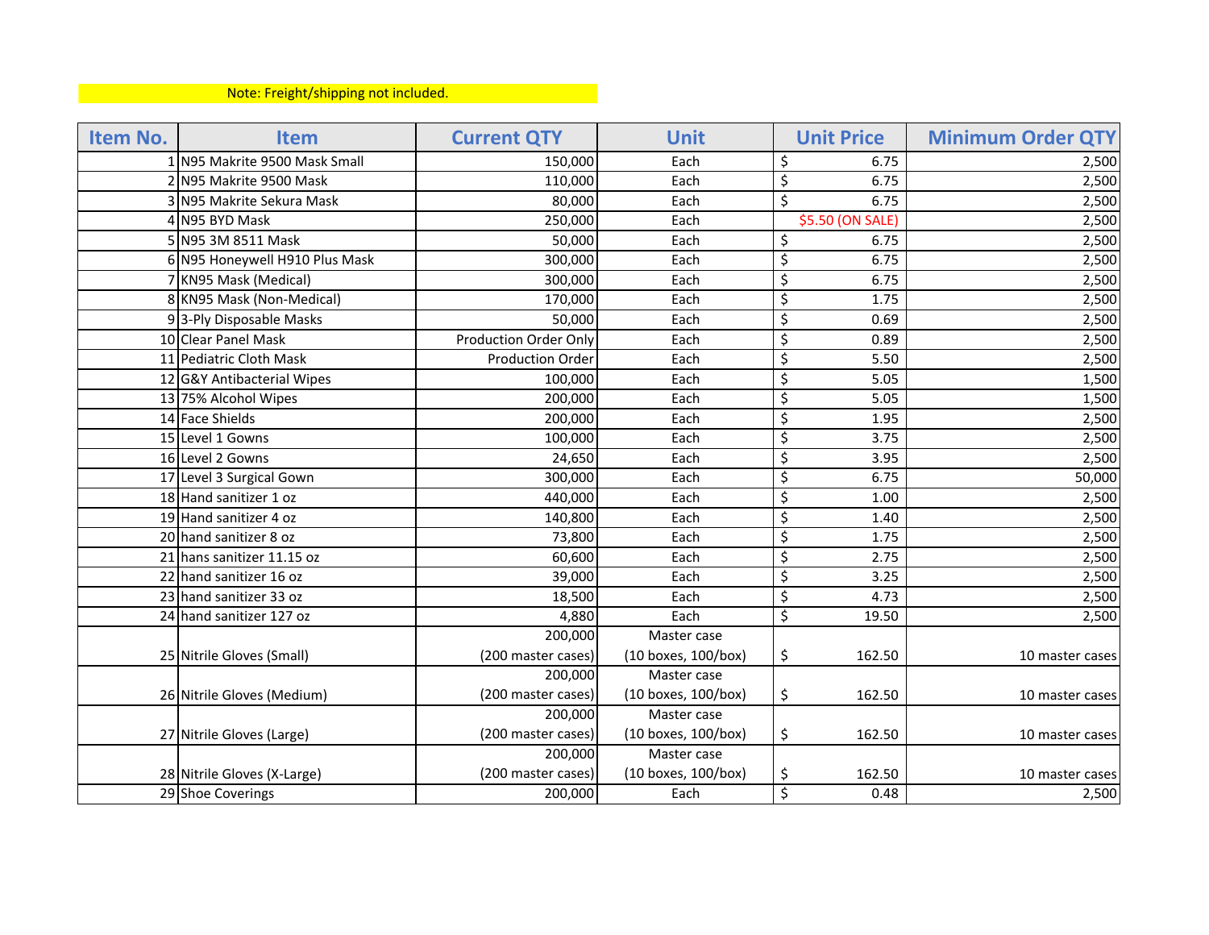Note: Freight/shipping not included.

| Item No. | Item | Current QTY | Unit | Unit Price | Minimum Order QTY |
|---|---|---|---|---|---|
| 1 | N95 Makrite 9500 Mask Small | 150,000 | Each | $ 6.75 | 2,500 |
| 2 | N95 Makrite 9500 Mask | 110,000 | Each | $ 6.75 | 2,500 |
| 3 | N95 Makrite Sekura Mask | 80,000 | Each | $ 6.75 | 2,500 |
| 4 | N95 BYD Mask | 250,000 | Each | $5.50 (ON SALE) | 2,500 |
| 5 | N95 3M 8511 Mask | 50,000 | Each | $ 6.75 | 2,500 |
| 6 | N95 Honeywell H910 Plus Mask | 300,000 | Each | $ 6.75 | 2,500 |
| 7 | KN95 Mask (Medical) | 300,000 | Each | $ 6.75 | 2,500 |
| 8 | KN95 Mask (Non-Medical) | 170,000 | Each | $ 1.75 | 2,500 |
| 9 | 3-Ply Disposable Masks | 50,000 | Each | $ 0.69 | 2,500 |
| 10 | Clear Panel Mask | Production Order Only | Each | $ 0.89 | 2,500 |
| 11 | Pediatric Cloth Mask | Production Order | Each | $ 5.50 | 2,500 |
| 12 | G&Y Antibacterial Wipes | 100,000 | Each | $ 5.05 | 1,500 |
| 13 | 75% Alcohol Wipes | 200,000 | Each | $ 5.05 | 1,500 |
| 14 | Face Shields | 200,000 | Each | $ 1.95 | 2,500 |
| 15 | Level 1 Gowns | 100,000 | Each | $ 3.75 | 2,500 |
| 16 | Level 2 Gowns | 24,650 | Each | $ 3.95 | 2,500 |
| 17 | Level 3 Surgical Gown | 300,000 | Each | $ 6.75 | 50,000 |
| 18 | Hand sanitizer 1 oz | 440,000 | Each | $ 1.00 | 2,500 |
| 19 | Hand sanitizer 4 oz | 140,800 | Each | $ 1.40 | 2,500 |
| 20 | hand sanitizer 8 oz | 73,800 | Each | $ 1.75 | 2,500 |
| 21 | hans sanitizer 11.15 oz | 60,600 | Each | $ 2.75 | 2,500 |
| 22 | hand sanitizer 16 oz | 39,000 | Each | $ 3.25 | 2,500 |
| 23 | hand sanitizer 33 oz | 18,500 | Each | $ 4.73 | 2,500 |
| 24 | hand sanitizer 127 oz | 4,880 | Each | $ 19.50 | 2,500 |
| 25 | Nitrile Gloves (Small) | 200,000 (200 master cases) | Master case (10 boxes, 100/box) | $ 162.50 | 10 master cases |
| 26 | Nitrile Gloves (Medium) | 200,000 (200 master cases) | Master case (10 boxes, 100/box) | $ 162.50 | 10 master cases |
| 27 | Nitrile Gloves (Large) | 200,000 (200 master cases) | Master case (10 boxes, 100/box) | $ 162.50 | 10 master cases |
| 28 | Nitrile Gloves (X-Large) | 200,000 (200 master cases) | Master case (10 boxes, 100/box) | $ 162.50 | 10 master cases |
| 29 | Shoe Coverings | 200,000 | Each | $ 0.48 | 2,500 |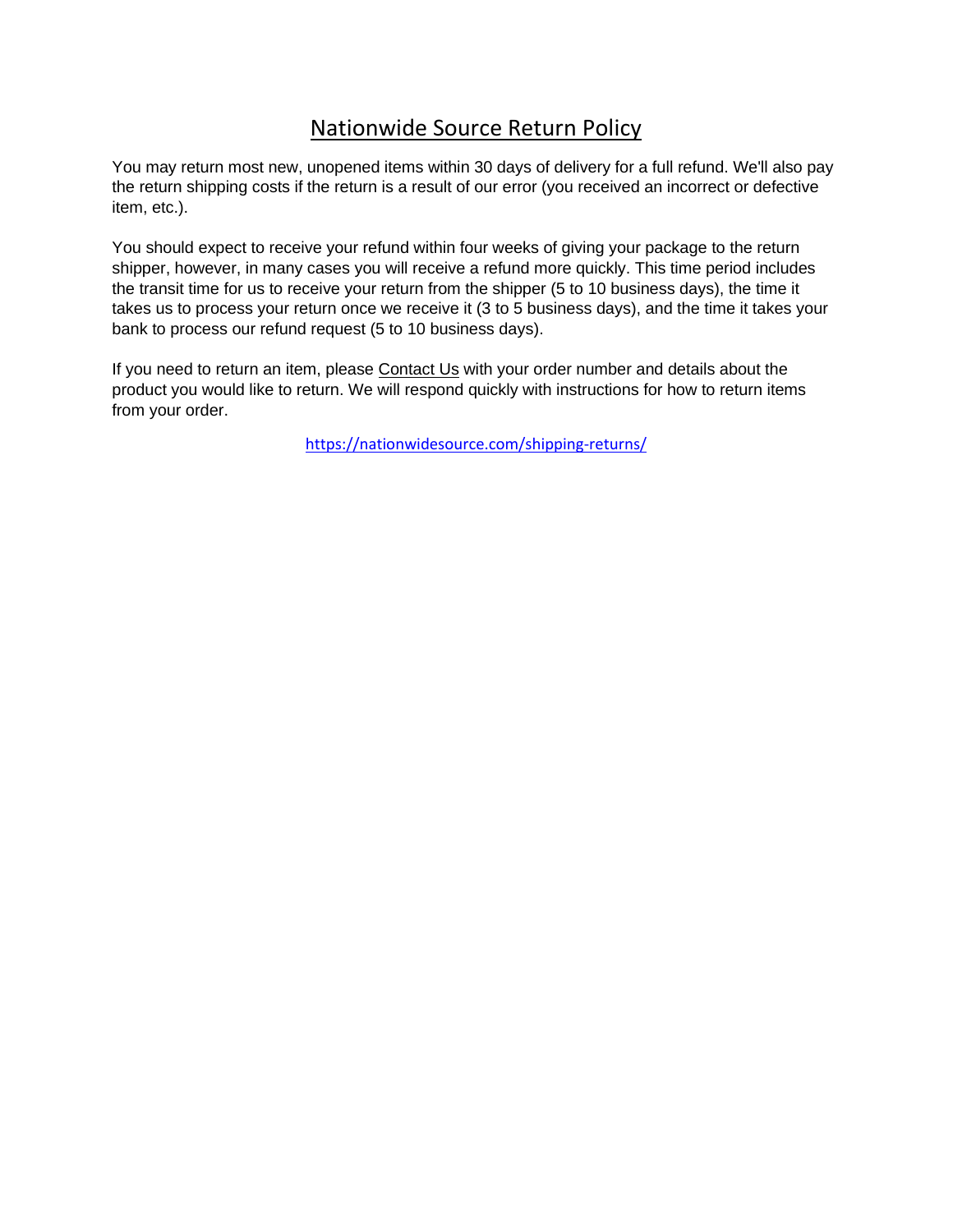# Nationwide Source Return Policy

You may return most new, unopened items within 30 days of delivery for a full refund. We'll also pay the return shipping costs if the return is a result of our error (you received an incorrect or defective item, etc.).

You should expect to receive your refund within four weeks of giving your package to the return shipper, however, in many cases you will receive a refund more quickly. This time period includes the transit time for us to receive your return from the shipper (5 to 10 business days), the time it takes us to process your return once we receive it (3 to 5 business days), and the time it takes your bank to process our refund request (5 to 10 business days).

If you need to return an item, please Contact Us with your order number and details about the product you would like to return. We will respond quickly with instructions for how to return items from your order.

https://nationwidesource.com/shipping-returns/